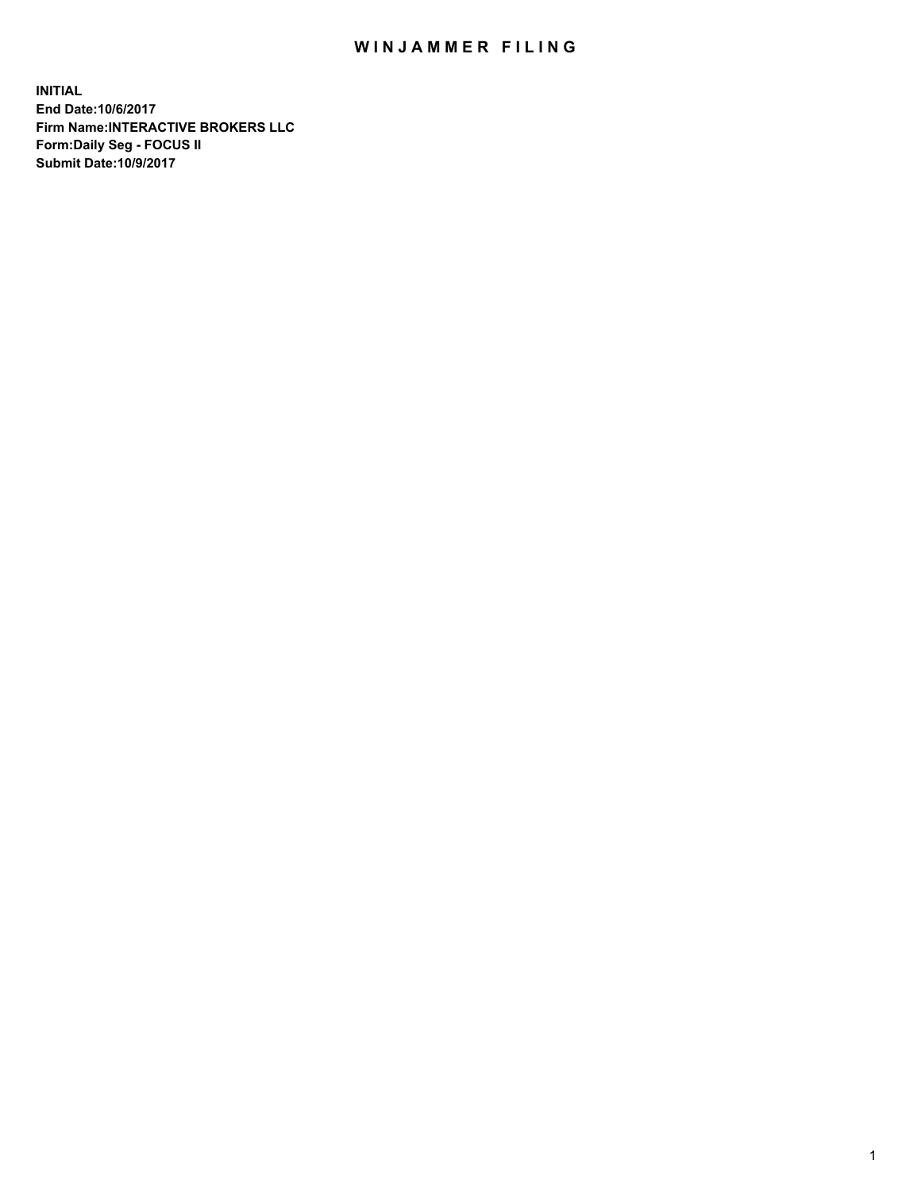# WINJAMMER FILING

**INITIAL**
**End Date:10/6/2017**
**Firm Name:INTERACTIVE BROKERS LLC**
**Form:Daily Seg - FOCUS II**
**Submit Date:10/9/2017**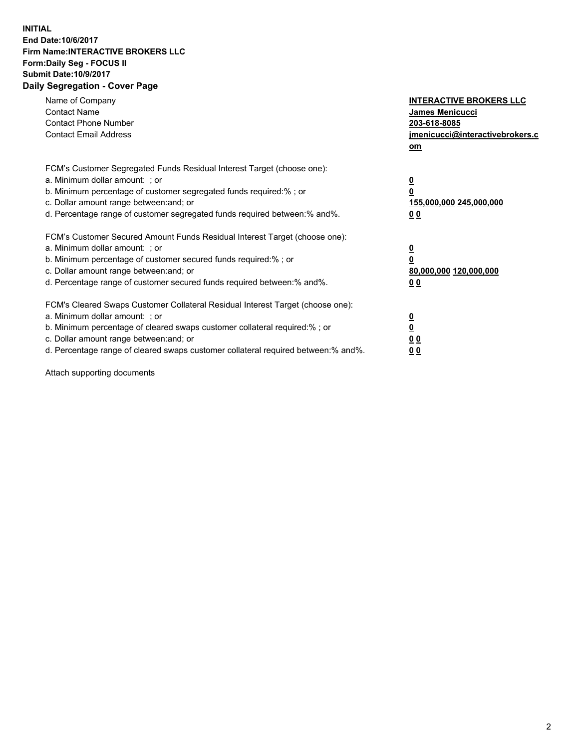**INITIAL**
**End Date:10/6/2017**
**Firm Name:INTERACTIVE BROKERS LLC**
**Form:Daily Seg - FOCUS II**
**Submit Date:10/9/2017**
**Daily Segregation - Cover Page**

| | |
|---|---|
| Name of Company | **INTERACTIVE BROKERS LLC** |
| Contact Name | **James Menicucci** |
| Contact Phone Number | **203-618-8085** |
| Contact Email Address | **jmenicucci@interactivebrokers.com** |

| | |
|---|---|
| FCM's Customer Segregated Funds Residual Interest Target (choose one): | |
| a. Minimum dollar amount: ; or | **0** |
| b. Minimum percentage of customer segregated funds required:% ; or | **0** |
| c. Dollar amount range between:and; or | **155,000,000 245,000,000** |
| d. Percentage range of customer segregated funds required between:% and%. | **0 0** |
| FCM's Customer Secured Amount Funds Residual Interest Target (choose one): | |
| a. Minimum dollar amount: ; or | **0** |
| b. Minimum percentage of customer secured funds required:% ; or | **0** |
| c. Dollar amount range between:and; or | **80,000,000 120,000,000** |
| d. Percentage range of customer secured funds required between:% and%. | **0 0** |
| FCM's Cleared Swaps Customer Collateral Residual Interest Target (choose one): | |
| a. Minimum dollar amount: ; or | **0** |
| b. Minimum percentage of cleared swaps customer collateral required:% ; or | **0** |
| c. Dollar amount range between:and; or | **0 0** |
| d. Percentage range of cleared swaps customer collateral required between:% and%. | **0 0** |

Attach supporting documents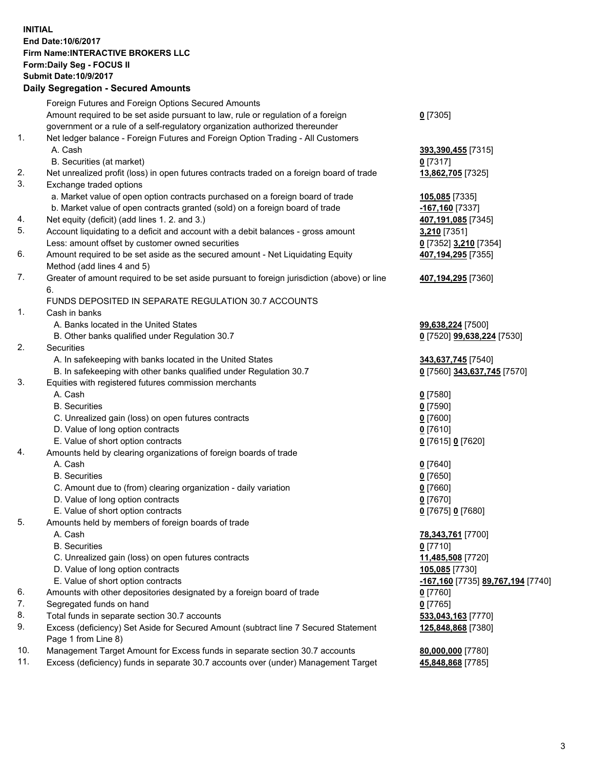**INITIAL**
**End Date:10/6/2017**
**Firm Name:INTERACTIVE BROKERS LLC**
**Form:Daily Seg - FOCUS II**
**Submit Date:10/9/2017**

## Daily Segregation - Secured Amounts

| | | |
|---|---|---|
| | Foreign Futures and Foreign Options Secured Amounts | |
| | Amount required to be set aside pursuant to law, rule or regulation of a foreign government or a rule of a self-regulatory organization authorized thereunder | **0** [7305] |
| 1. | Net ledger balance - Foreign Futures and Foreign Option Trading - All Customers | |
| | A. Cash | **393,390,455** [7315] |
| | B. Securities (at market) | **0** [7317] |
| 2. | Net unrealized profit (loss) in open futures contracts traded on a foreign board of trade | **13,862,705** [7325] |
| 3. | Exchange traded options | |
| | a. Market value of open option contracts purchased on a foreign board of trade | **105,085** [7335] |
| | b. Market value of open contracts granted (sold) on a foreign board of trade | **-167,160** [7337] |
| 4. | Net equity (deficit) (add lines 1. 2. and 3.) | **407,191,085** [7345] |
| 5. | Account liquidating to a deficit and account with a debit balances - gross amount | **3,210** [7351] |
| | Less: amount offset by customer owned securities | **0** [7352] **3,210** [7354] |
| 6. | Amount required to be set aside as the secured amount - Net Liquidating Equity Method (add lines 4 and 5) | **407,194,295** [7355] |
| 7. | Greater of amount required to be set aside pursuant to foreign jurisdiction (above) or line 6. | **407,194,295** [7360] |
| | FUNDS DEPOSITED IN SEPARATE REGULATION 30.7 ACCOUNTS | |
| 1. | Cash in banks | |
| | A. Banks located in the United States | **99,638,224** [7500] |
| | B. Other banks qualified under Regulation 30.7 | **0** [7520] **99,638,224** [7530] |
| 2. | Securities | |
| | A. In safekeeping with banks located in the United States | **343,637,745** [7540] |
| | B. In safekeeping with other banks qualified under Regulation 30.7 | **0** [7560] **343,637,745** [7570] |
| 3. | Equities with registered futures commission merchants | |
| | A. Cash | **0** [7580] |
| | B. Securities | **0** [7590] |
| | C. Unrealized gain (loss) on open futures contracts | **0** [7600] |
| | D. Value of long option contracts | **0** [7610] |
| | E. Value of short option contracts | **0** [7615] **0** [7620] |
| 4. | Amounts held by clearing organizations of foreign boards of trade | |
| | A. Cash | **0** [7640] |
| | B. Securities | **0** [7650] |
| | C. Amount due to (from) clearing organization - daily variation | **0** [7660] |
| | D. Value of long option contracts | **0** [7670] |
| | E. Value of short option contracts | **0** [7675] **0** [7680] |
| 5. | Amounts held by members of foreign boards of trade | |
| | A. Cash | **78,343,761** [7700] |
| | B. Securities | **0** [7710] |
| | C. Unrealized gain (loss) on open futures contracts | **11,485,508** [7720] |
| | D. Value of long option contracts | **105,085** [7730] |
| | E. Value of short option contracts | **-167,160** [7735] **89,767,194** [7740] |
| 6. | Amounts with other depositories designated by a foreign board of trade | **0** [7760] |
| 7. | Segregated funds on hand | **0** [7765] |
| 8. | Total funds in separate section 30.7 accounts | **533,043,163** [7770] |
| 9. | Excess (deficiency) Set Aside for Secured Amount (subtract line 7 Secured Statement Page 1 from Line 8) | **125,848,868** [7380] |
| 10. | Management Target Amount for Excess funds in separate section 30.7 accounts | **80,000,000** [7780] |
| 11. | Excess (deficiency) funds in separate 30.7 accounts over (under) Management Target | **45,848,868** [7785] |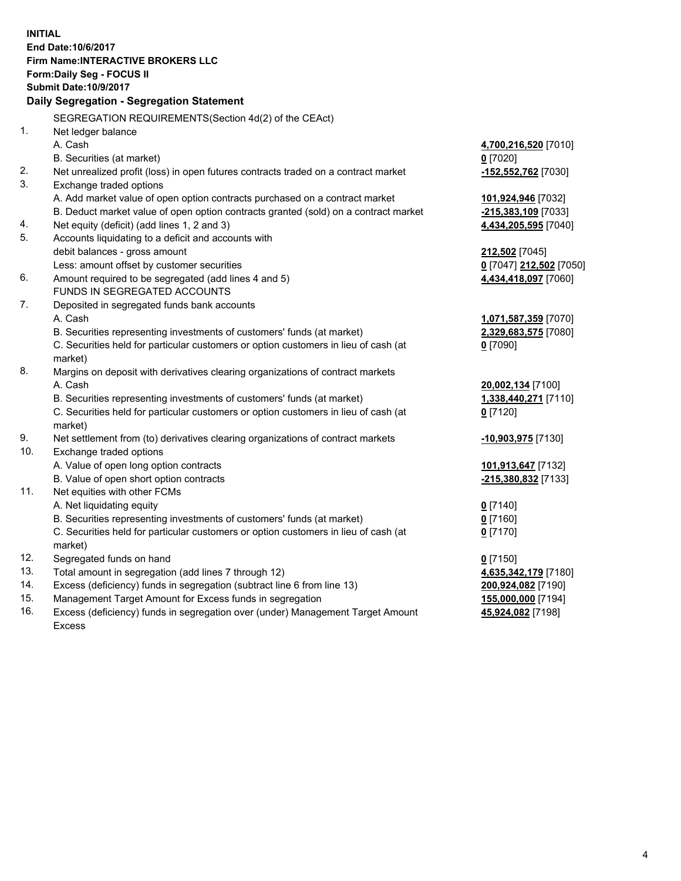**INITIAL**
**End Date:10/6/2017**
**Firm Name:INTERACTIVE BROKERS LLC**
**Form:Daily Seg - FOCUS II**
**Submit Date:10/9/2017**

## Daily Segregation - Segregation Statement

| | | |
|---|---|---|
| | SEGREGATION REQUIREMENTS(Section 4d(2) of the CEAct) | |
| 1. | Net ledger balance | |
| | A. Cash | **4,700,216,520** [7010] |
| | B. Securities (at market) | **0** [7020] |
| 2. | Net unrealized profit (loss) in open futures contracts traded on a contract market | **-152,552,762** [7030] |
| 3. | Exchange traded options | |
| | A. Add market value of open option contracts purchased on a contract market | **101,924,946** [7032] |
| | B. Deduct market value of open option contracts granted (sold) on a contract market | **-215,383,109** [7033] |
| 4. | Net equity (deficit) (add lines 1, 2 and 3) | **4,434,205,595** [7040] |
| 5. | Accounts liquidating to a deficit and accounts with | |
| | debit balances - gross amount | **212,502** [7045] |
| | Less: amount offset by customer securities | **0** [7047] **212,502** [7050] |
| 6. | Amount required to be segregated (add lines 4 and 5) | **4,434,418,097** [7060] |
| | FUNDS IN SEGREGATED ACCOUNTS | |
| 7. | Deposited in segregated funds bank accounts | |
| | A. Cash | **1,071,587,359** [7070] |
| | B. Securities representing investments of customers' funds (at market) | **2,329,683,575** [7080] |
| | C. Securities held for particular customers or option customers in lieu of cash (at market) | **0** [7090] |
| 8. | Margins on deposit with derivatives clearing organizations of contract markets | |
| | A. Cash | **20,002,134** [7100] |
| | B. Securities representing investments of customers' funds (at market) | **1,338,440,271** [7110] |
| | C. Securities held for particular customers or option customers in lieu of cash (at market) | **0** [7120] |
| 9. | Net settlement from (to) derivatives clearing organizations of contract markets | **-10,903,975** [7130] |
| 10. | Exchange traded options | |
| | A. Value of open long option contracts | **101,913,647** [7132] |
| | B. Value of open short option contracts | **-215,380,832** [7133] |
| 11. | Net equities with other FCMs | |
| | A. Net liquidating equity | **0** [7140] |
| | B. Securities representing investments of customers' funds (at market) | **0** [7160] |
| | C. Securities held for particular customers or option customers in lieu of cash (at market) | **0** [7170] |
| 12. | Segregated funds on hand | **0** [7150] |
| 13. | Total amount in segregation (add lines 7 through 12) | **4,635,342,179** [7180] |
| 14. | Excess (deficiency) funds in segregation (subtract line 6 from line 13) | **200,924,082** [7190] |
| 15. | Management Target Amount for Excess funds in segregation | **155,000,000** [7194] |
| 16. | Excess (deficiency) funds in segregation over (under) Management Target Amount Excess | **45,924,082** [7198] |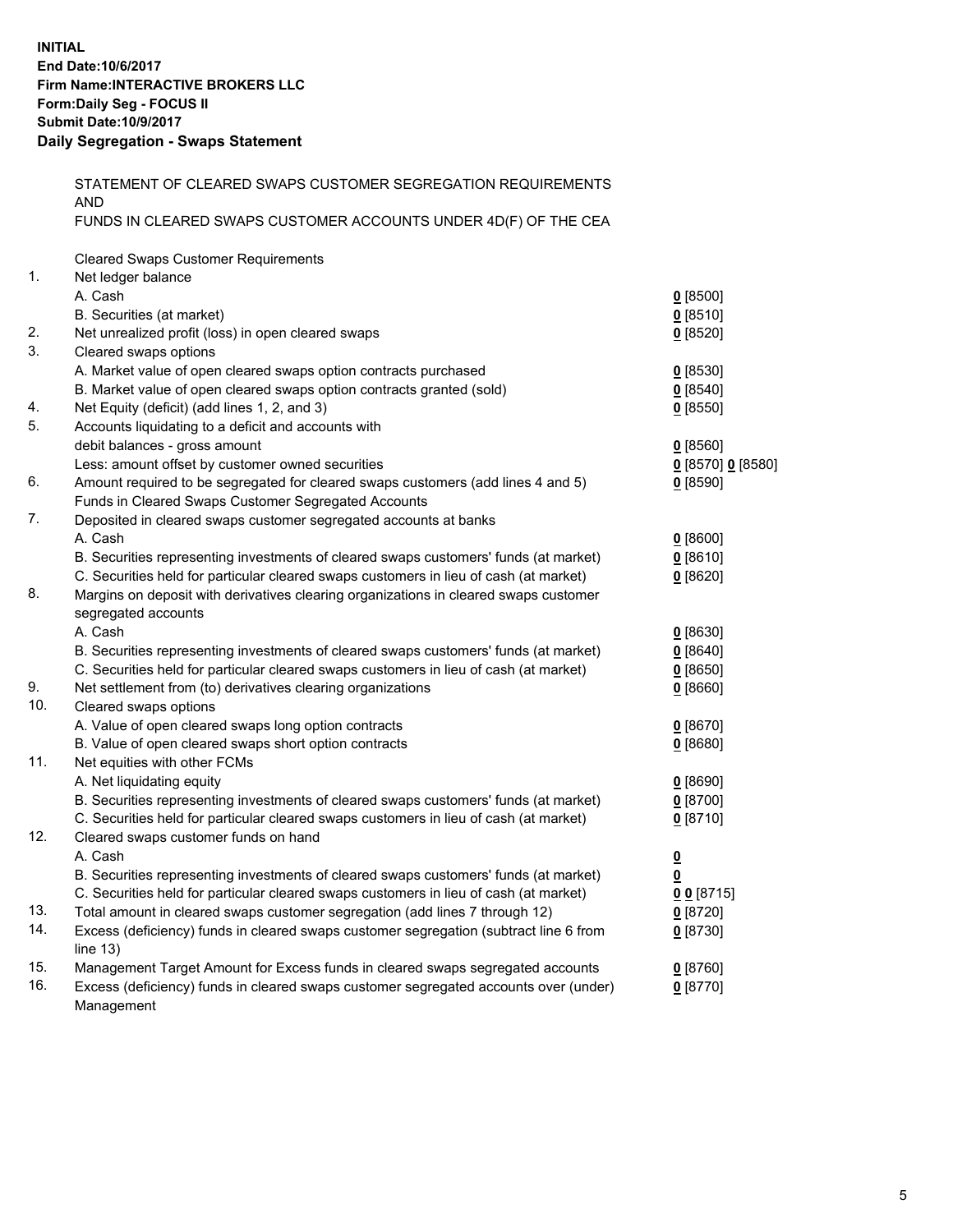**INITIAL**
**End Date:10/6/2017**
**Firm Name:INTERACTIVE BROKERS LLC**
**Form:Daily Seg - FOCUS II**
**Submit Date:10/9/2017**
**Daily Segregation - Swaps Statement**

STATEMENT OF CLEARED SWAPS CUSTOMER SEGREGATION REQUIREMENTS AND FUNDS IN CLEARED SWAPS CUSTOMER ACCOUNTS UNDER 4D(F) OF THE CEA

| | | |
|---|---|---|
| | Cleared Swaps Customer Requirements | |
| 1. | Net ledger balance | |
| | A. Cash | 0 [8500] |
| | B. Securities (at market) | 0 [8510] |
| 2. | Net unrealized profit (loss) in open cleared swaps | 0 [8520] |
| 3. | Cleared swaps options | |
| | A. Market value of open cleared swaps option contracts purchased | 0 [8530] |
| | B. Market value of open cleared swaps option contracts granted (sold) | 0 [8540] |
| 4. | Net Equity (deficit) (add lines 1, 2, and 3) | 0 [8550] |
| 5. | Accounts liquidating to a deficit and accounts with debit balances - gross amount | 0 [8560] |
| | Less: amount offset by customer owned securities | 0 [8570] 0 [8580] |
| 6. | Amount required to be segregated for cleared swaps customers (add lines 4 and 5) | 0 [8590] |
| | Funds in Cleared Swaps Customer Segregated Accounts | |
| 7. | Deposited in cleared swaps customer segregated accounts at banks | |
| | A. Cash | 0 [8600] |
| | B. Securities representing investments of cleared swaps customers' funds (at market) | 0 [8610] |
| | C. Securities held for particular cleared swaps customers in lieu of cash (at market) | 0 [8620] |
| 8. | Margins on deposit with derivatives clearing organizations in cleared swaps customer segregated accounts | |
| | A. Cash | 0 [8630] |
| | B. Securities representing investments of cleared swaps customers' funds (at market) | 0 [8640] |
| | C. Securities held for particular cleared swaps customers in lieu of cash (at market) | 0 [8650] |
| 9. | Net settlement from (to) derivatives clearing organizations | 0 [8660] |
| 10. | Cleared swaps options | |
| | A. Value of open cleared swaps long option contracts | 0 [8670] |
| | B. Value of open cleared swaps short option contracts | 0 [8680] |
| 11. | Net equities with other FCMs | |
| | A. Net liquidating equity | 0 [8690] |
| | B. Securities representing investments of cleared swaps customers' funds (at market) | 0 [8700] |
| | C. Securities held for particular cleared swaps customers in lieu of cash (at market) | 0 [8710] |
| 12. | Cleared swaps customer funds on hand | |
| | A. Cash | 0 |
| | B. Securities representing investments of cleared swaps customers' funds (at market) | 0 |
| | C. Securities held for particular cleared swaps customers in lieu of cash (at market) | 0 0 [8715] |
| 13. | Total amount in cleared swaps customer segregation (add lines 7 through 12) | 0 [8720] |
| 14. | Excess (deficiency) funds in cleared swaps customer segregation (subtract line 6 from line 13) | 0 [8730] |
| 15. | Management Target Amount for Excess funds in cleared swaps segregated accounts | 0 [8760] |
| 16. | Excess (deficiency) funds in cleared swaps customer segregated accounts over (under) Management | 0 [8770] |